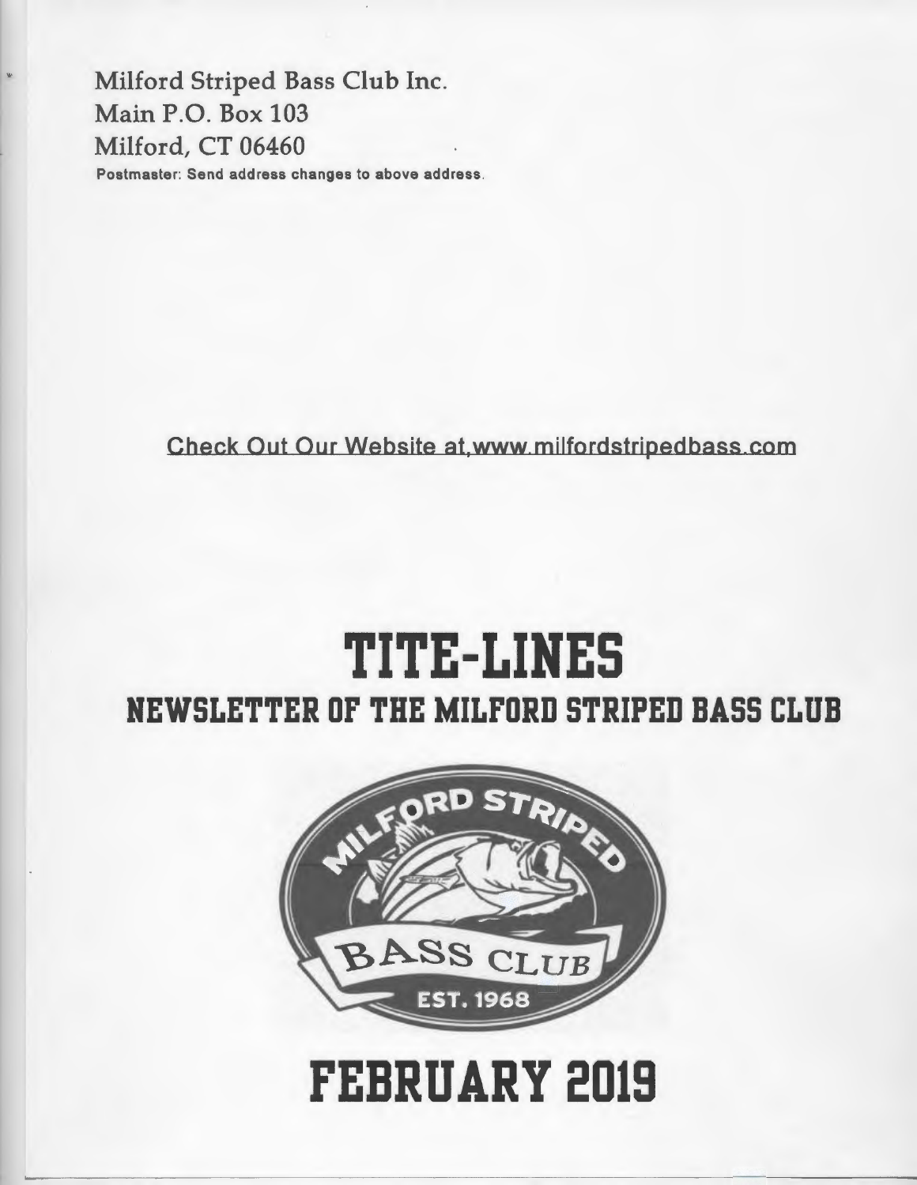Milford Striped Bass Club Inc.
Main P.O. Box 103
Milford, CT 06460

Postmaster: Send address changes to above address.

Check Out Our Website at www.milfordstripedbass.com

# TITE-LINES

## NEWSLETTER OF THE MILFORD STRIPED BASS CLUB

MILFORD STRIPED BASS CLUB EST. 1968

# FEBRUARY 2019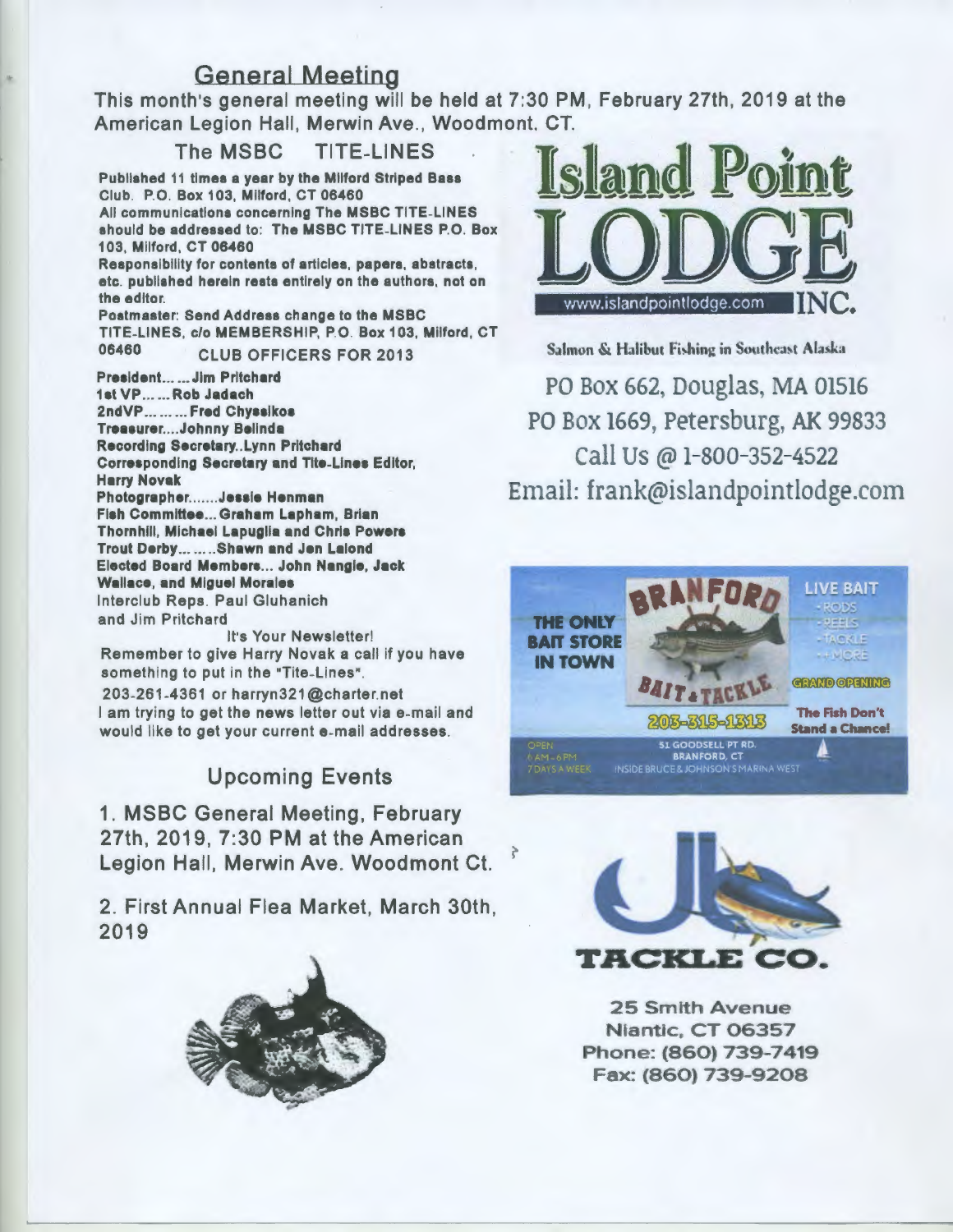## General Meeting

This month's general meeting will be held at 7:30 PM, February 27th, 2019 at the American Legion Hall, Merwin Ave., Woodmont. CT.

### The MSBC TITE-LINES

**Published 11 times a year by the Milford Striped Bass Club. P.O. Box 103, Milford, CT 06460**

**All communications concerning The MSBC TITE-LINES should be addressed to: The MSBC TITE-LINES P.O. Box 103, Milford, CT 06460**

**Responsibility for contents of articles, papers, abstracts, etc. published herein rests entirely on the authors, not on the editor.**

**Postmaster: Send Address change to the MSBC TITE-LINES, c/o MEMBERSHIP, P.O. Box 103, Milford, CT 06460**

CLUB OFFICERS FOR 2013

**President……Jim Pritchard**
**1st VP……Rob Jadach**
**2ndVP………Fred Chyssikos**
**Treasurer….Johnny Belinda**
**Recording Secretary..Lynn Pritchard**
**Corresponding Secretary and Tite-Lines Editor, Harry Novak**
**Photographer…….Jessie Henman**
**Fish Committee…Graham Lapham, Brian Thornhill, Michael Lapuglia and Chris Powers**
**Trout Derby……..Shawn and Jen Lalond**
**Elected Board Members… John Nangle, Jack Wallace, and Miguel Morales**
Interclub Reps. Paul Gluhanich and Jim Pritchard

It's Your Newsletter!

Remember to give Harry Novak a call if you have something to put in the "Tite-Lines".

203-261-4361 or harryn321@charter.net

I am trying to get the news letter out via e-mail and would like to get your current e-mail addresses.

## Upcoming Events

1. MSBC General Meeting, February 27th, 2019, 7:30 PM at the American Legion Hall, Merwin Ave. Woodmont Ct.

2. First Annual Flea Market, March 30th, 2019

**Island Point LODGE INC.**
www.islandpointlodge.com

Salmon & Halibut Fishing in Southeast Alaska

PO Box 662, Douglas, MA 01516
PO Box 1669, Petersburg, AK 99833
Call Us @ 1-800-352-4522
Email: frank@islandpointlodge.com

**BRANFORD BAIT & TACKLE**
THE ONLY BAIT STORE IN TOWN
LIVE BAIT - RODS - REELS - TACKLE - + MORE
GRAND OPENING
203-315-1313
The Fish Don't Stand a Chance!
OPEN 6 AM - 6 PM 7 DAYS A WEEK
51 GOODSELL PT RD. BRANFORD, CT
INSIDE BRUCE & JOHNSON'S MARINA WEST

**JJ TACKLE CO.**
25 Smith Avenue
Niantic, CT 06357
Phone: (860) 739-7419
Fax: (860) 739-9208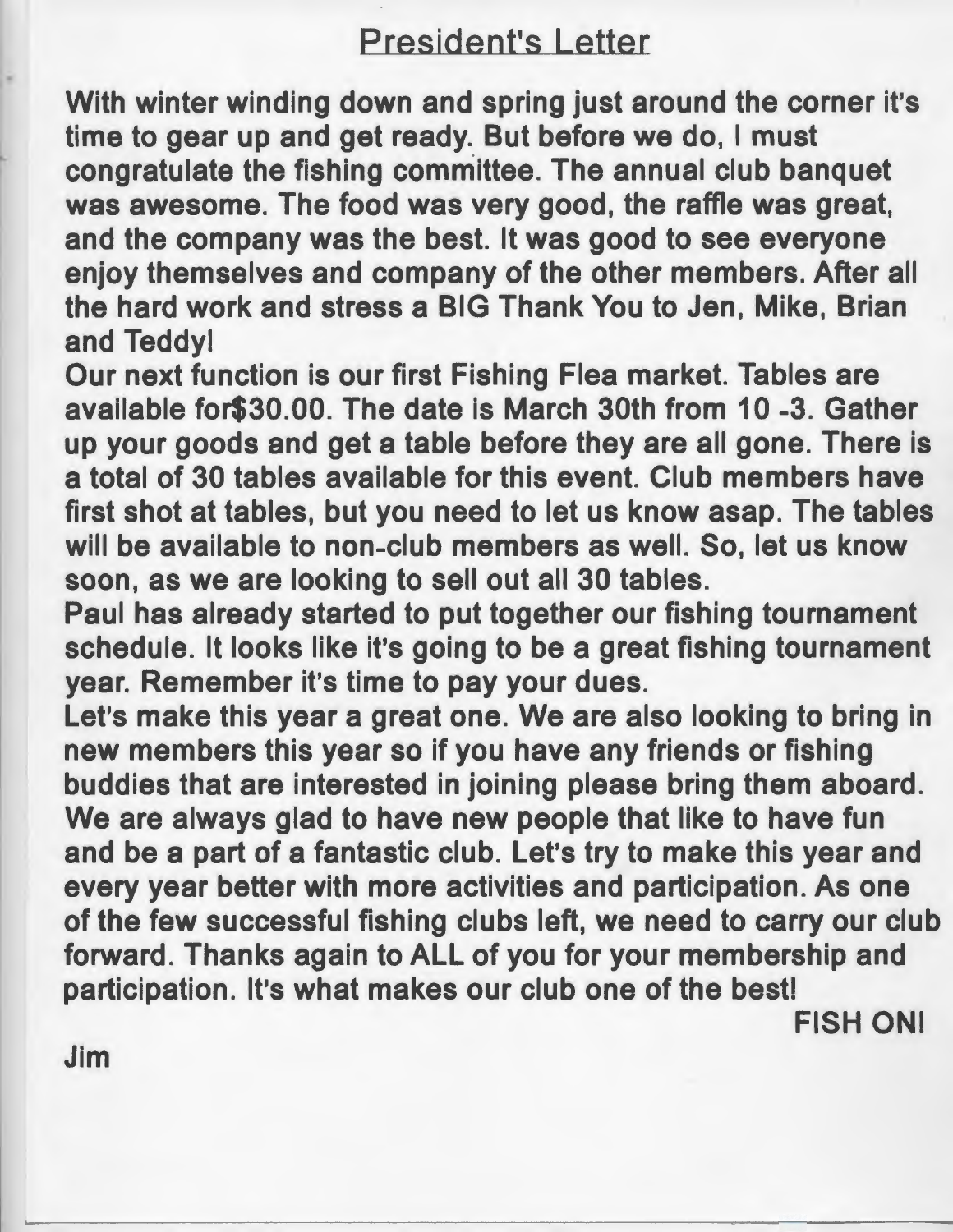## President's Letter

**With winter winding down and spring just around the corner it's time to gear up and get ready. But before we do, I must congratulate the fishing committee. The annual club banquet was awesome. The food was very good, the raffle was great, and the company was the best. It was good to see everyone enjoy themselves and company of the other members. After all the hard work and stress a BIG Thank You to Jen, Mike, Brian and Teddy!**

**Our next function is our first Fishing Flea market. Tables are available for$30.00. The date is March 30th from 10 -3. Gather up your goods and get a table before they are all gone. There is a total of 30 tables available for this event. Club members have first shot at tables, but you need to let us know asap. The tables will be available to non-club members as well. So, let us know soon, as we are looking to sell out all 30 tables.**

**Paul has already started to put together our fishing tournament schedule. It looks like it's going to be a great fishing tournament year. Remember it's time to pay your dues.**

**Let's make this year a great one. We are also looking to bring in new members this year so if you have any friends or fishing buddies that are interested in joining please bring them aboard. We are always glad to have new people that like to have fun and be a part of a fantastic club. Let's try to make this year and every year better with more activities and participation. As one of the few successful fishing clubs left, we need to carry our club forward. Thanks again to ALL of you for your membership and participation. It's what makes our club one of the best!**

**FISH ON!**

**Jim**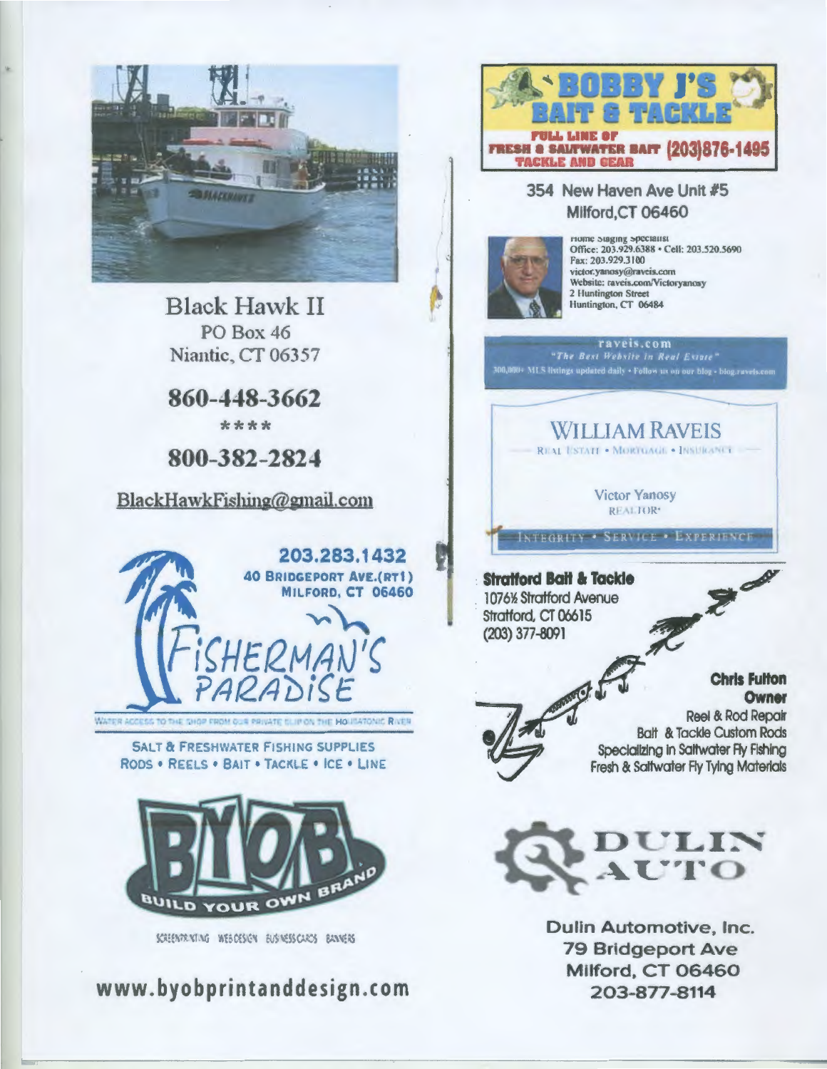## Black Hawk II

PO Box 46
Niantic, CT 06357

**860-448-3662**

****

**800-382-2824**

BlackHawkFishing@gmail.com

**203.283.1432**
**40 BRIDGEPORT AVE.(RT1)**
**MILFORD, CT 06460**

## FISHERMAN'S PARADISE

WATER ACCESS TO THE SHOP FROM OUR PRIVATE SLIP ON THE HOUSATONIC RIVER

SALT & FRESHWATER FISHING SUPPLIES
RODS • REELS • BAIT • TACKLE • ICE • LINE

## BYOB
BUILD YOUR OWN BRAND

SCREENPRINTING WEBDESIGN BUSINESSCARDS BANNERS

**www.byobprintanddesign.com**

## BOBBY J'S BAIT & TACKLE

FULL LINE OF FRESH & SALTWATER BAIT TACKLE AND GEAR (203)876-1495

354 New Haven Ave Unit #5
Milford,CT 06460

Home Staging Specialist
Office: 203.929.6388 • Cell: 203.520.5690
Fax: 203.929.3100
victor.yanosy@raveis.com
Website: raveis.com/Victoryanosy
2 Huntington Street
Huntington, CT 06484

raveis.com
"The Best Website in Real Estate"
300,000+ MLS listings updated daily • Follow us on our blog • blog.raveis.com

## WILLIAM RAVEIS

REAL ESTATE • MORTGAGE • INSURANCE

Victor Yanosy
REALTOR®

INTEGRITY • SERVICE • EXPERIENCE

**Stratford Bait & Tackle**
1076½ Stratford Avenue
Stratford, CT 06615
(203) 377-8091

**Chris Fulton**
**Owner**
Reel & Rod Repair
Bait & Tackle Custom Rods
Specializing in Saltwater Fly Fishing
Fresh & Saltwater Fly Tying Materials

## DULIN AUTO

Dulin Automotive, Inc.
79 Bridgeport Ave
Milford, CT 06460
203-877-8114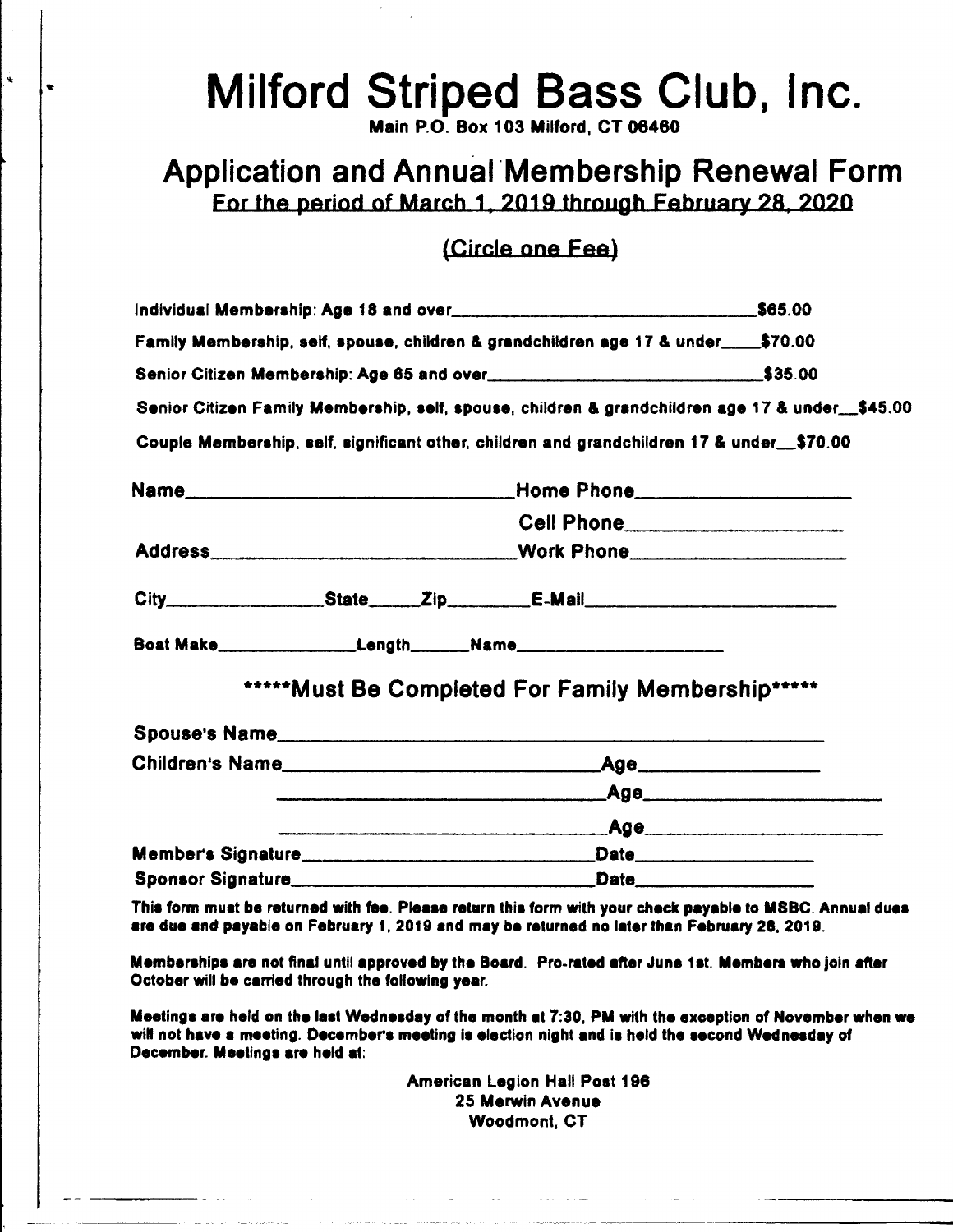# Milford Striped Bass Club, Inc.

**Main P.O. Box 103 Milford, CT 06460**

## Application and Annual Membership Renewal Form

**For the period of March 1, 2019 through February 28, 2020**

**(Circle one Fee)**

**Individual Membership: Age 18 and over________________________________$65.00**

**Family Membership, self, spouse, children & grandchildren age 17 & under____$70.00**

**Senior Citizen Membership: Age 65 and over____________________________$35.00**

**Senior Citizen Family Membership, self, spouse, children & grandchildren age 17 & under__$45.00**

**Couple Membership, self, significant other, children and grandchildren 17 & under__$70.00**

**Name________________________________Home Phone____________________**

**Cell Phone____________________**

**Address______________________________Work Phone____________________**

**City________________State______Zip_________E-Mail__________________________**

**Boat Make________________Length_______Name_______________________**

### *****Must Be Completed For Family Membership*****

**Spouse's Name_________________________________________________**

**Children's Name______________________________Age_________________**

**______________________________Age_________________**

**______________________________Age_________________**

**Member's Signature______________________________Date_________________**

**Sponsor Signature______________________________Date_________________**

**This form must be returned with fee. Please return this form with your check payable to MSBC. Annual dues are due and payable on February 1, 2019 and may be returned no later than February 28, 2019.**

**Memberships are not final until approved by the Board. Pro-rated after June 1st. Members who join after October will be carried through the following year.**

**Meetings are held on the last Wednesday of the month at 7:30, PM with the exception of November when we will not have a meeting. December's meeting is election night and is held the second Wednesday of December. Meetings are held at:**

**American Legion Hall Post 196**
**25 Merwin Avenue**
**Woodmont, CT**